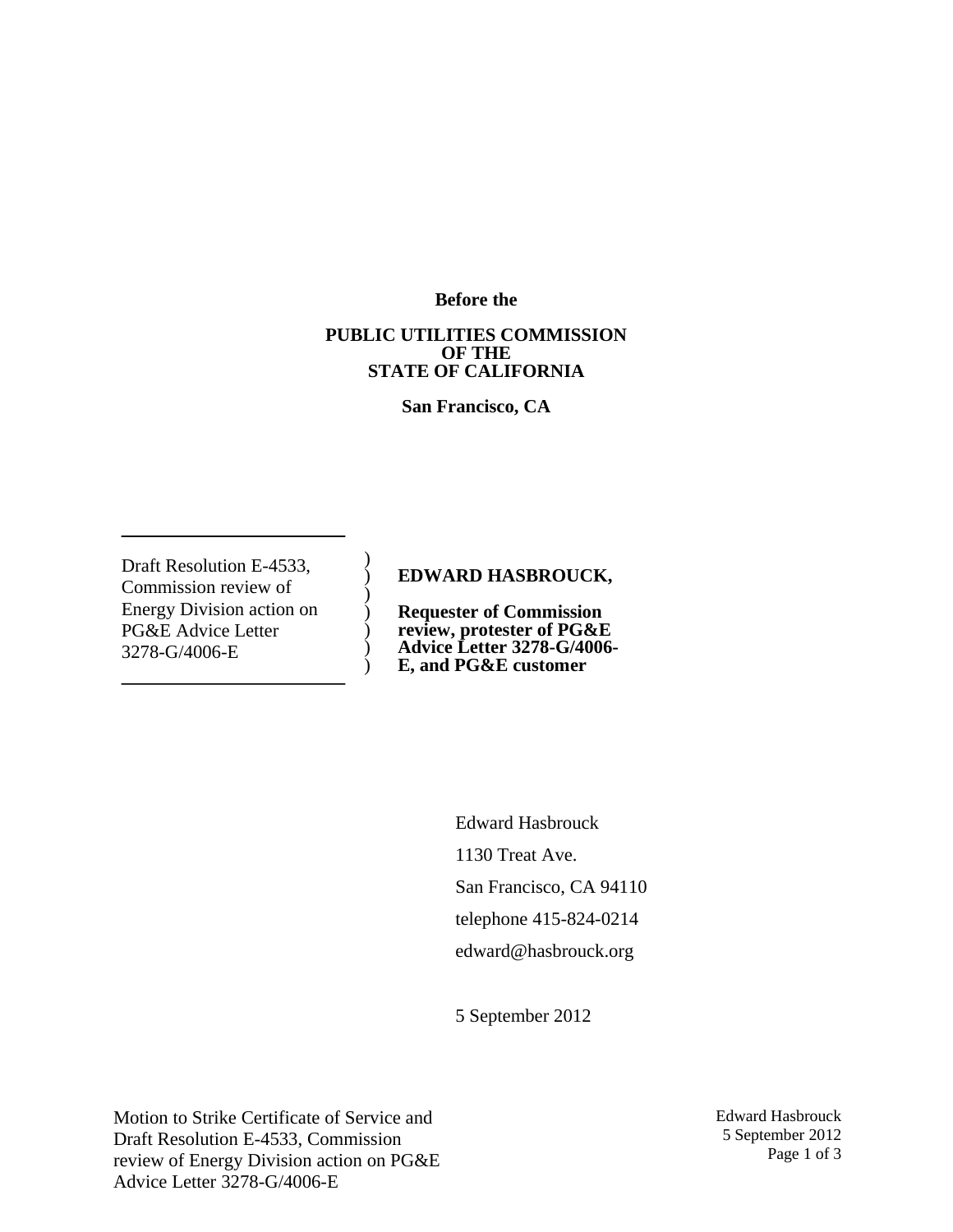**Before the**

**PUBLIC UTILITIES COMMISSION**
**OF THE**
**STATE OF CALIFORNIA**

**San Francisco, CA**

| | | |
|---|---|---|
| Draft Resolution E-4533, Commission review of Energy Division action on PG&E Advice Letter 3278-G/4006-E | ) ) ) ) ) ) ) | **EDWARD HASBROUCK,** **Requester of Commission review, protester of PG&E Advice Letter 3278-G/4006-E, and PG&E customer** |

Edward Hasbrouck

1130 Treat Ave.

San Francisco, CA 94110

telephone 415-824-0214

edward@hasbrouck.org

5 September 2012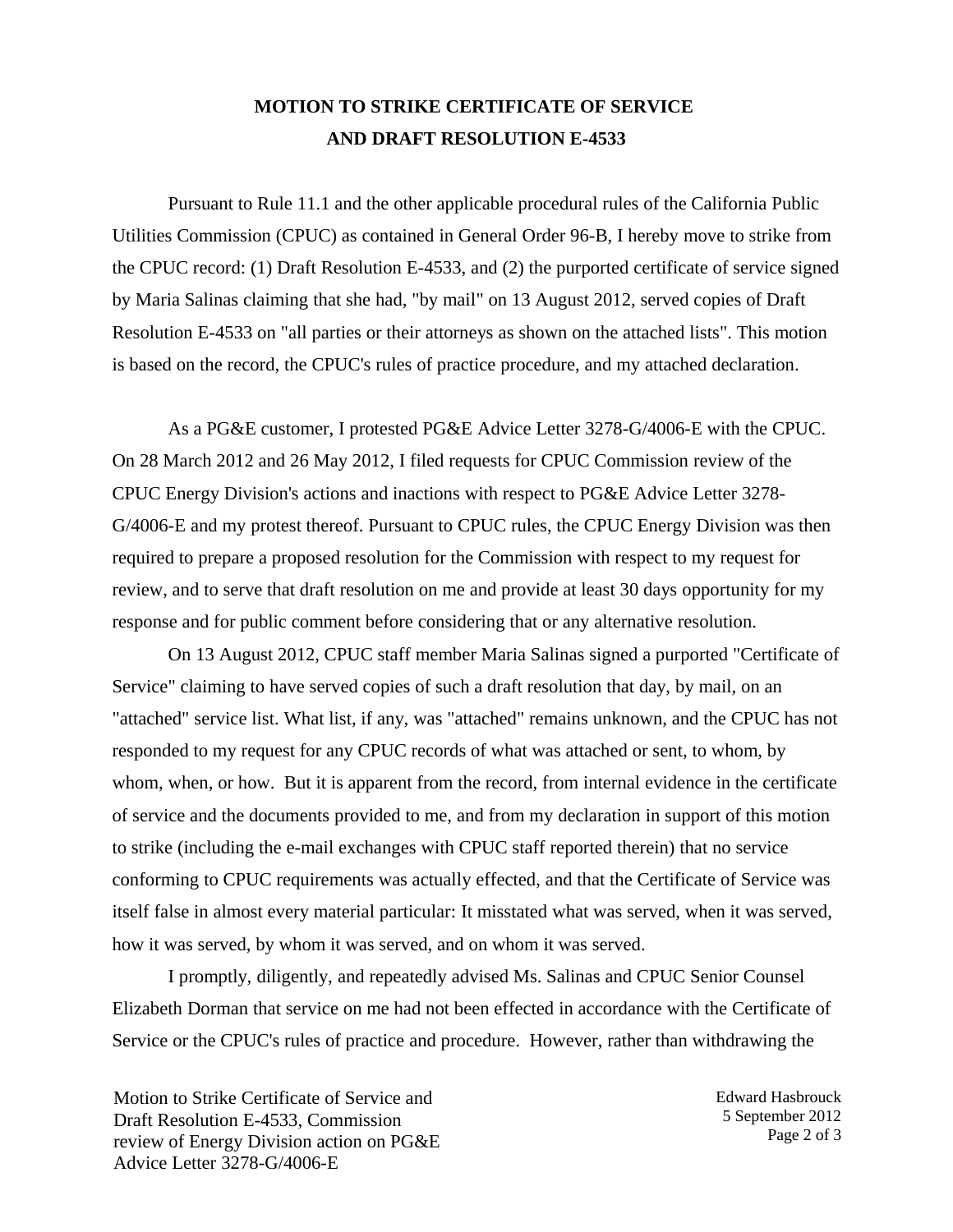## MOTION TO STRIKE CERTIFICATE OF SERVICE AND DRAFT RESOLUTION E-4533

Pursuant to Rule 11.1 and the other applicable procedural rules of the California Public Utilities Commission (CPUC) as contained in General Order 96-B, I hereby move to strike from the CPUC record: (1) Draft Resolution E-4533, and (2) the purported certificate of service signed by Maria Salinas claiming that she had, "by mail" on 13 August 2012, served copies of Draft Resolution E-4533 on "all parties or their attorneys as shown on the attached lists". This motion is based on the record, the CPUC's rules of practice procedure, and my attached declaration.

As a PG&E customer, I protested PG&E Advice Letter 3278-G/4006-E with the CPUC. On 28 March 2012 and 26 May 2012, I filed requests for CPUC Commission review of the CPUC Energy Division's actions and inactions with respect to PG&E Advice Letter 3278-G/4006-E and my protest thereof. Pursuant to CPUC rules, the CPUC Energy Division was then required to prepare a proposed resolution for the Commission with respect to my request for review, and to serve that draft resolution on me and provide at least 30 days opportunity for my response and for public comment before considering that or any alternative resolution.

On 13 August 2012, CPUC staff member Maria Salinas signed a purported "Certificate of Service" claiming to have served copies of such a draft resolution that day, by mail, on an "attached" service list. What list, if any, was "attached" remains unknown, and the CPUC has not responded to my request for any CPUC records of what was attached or sent, to whom, by whom, when, or how. But it is apparent from the record, from internal evidence in the certificate of service and the documents provided to me, and from my declaration in support of this motion to strike (including the e-mail exchanges with CPUC staff reported therein) that no service conforming to CPUC requirements was actually effected, and that the Certificate of Service was itself false in almost every material particular: It misstated what was served, when it was served, how it was served, by whom it was served, and on whom it was served.

I promptly, diligently, and repeatedly advised Ms. Salinas and CPUC Senior Counsel Elizabeth Dorman that service on me had not been effected in accordance with the Certificate of Service or the CPUC's rules of practice and procedure. However, rather than withdrawing the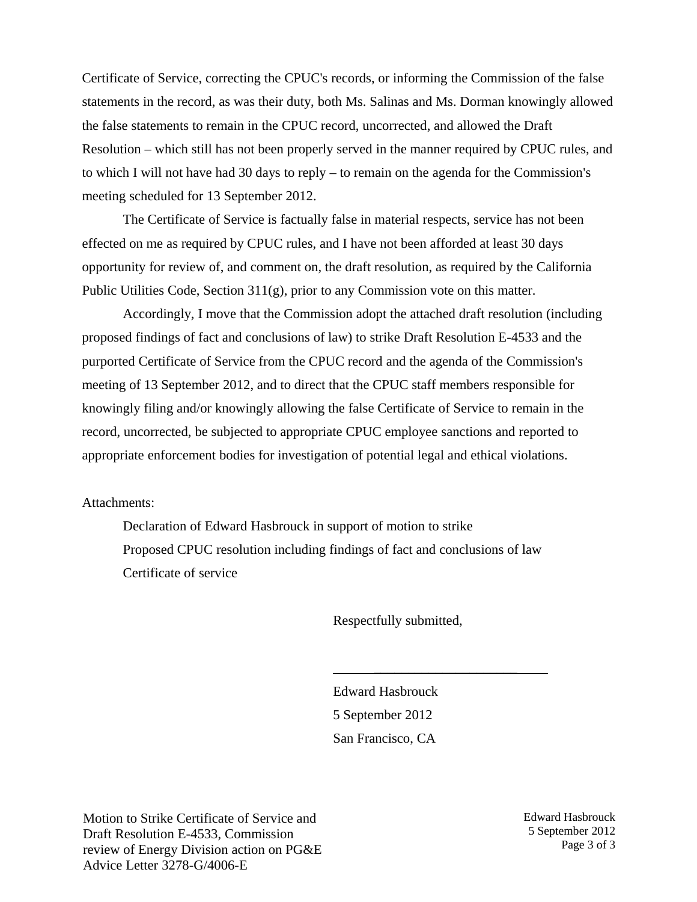Certificate of Service, correcting the CPUC's records, or informing the Commission of the false statements in the record, as was their duty, both Ms. Salinas and Ms. Dorman knowingly allowed the false statements to remain in the CPUC record, uncorrected, and allowed the Draft Resolution – which still has not been properly served in the manner required by CPUC rules, and to which I will not have had 30 days to reply – to remain on the agenda for the Commission's meeting scheduled for 13 September 2012.

The Certificate of Service is factually false in material respects, service has not been effected on me as required by CPUC rules, and I have not been afforded at least 30 days opportunity for review of, and comment on, the draft resolution, as required by the California Public Utilities Code, Section 311(g), prior to any Commission vote on this matter.

Accordingly, I move that the Commission adopt the attached draft resolution (including proposed findings of fact and conclusions of law) to strike Draft Resolution E-4533 and the purported Certificate of Service from the CPUC record and the agenda of the Commission's meeting of 13 September 2012, and to direct that the CPUC staff members responsible for knowingly filing and/or knowingly allowing the false Certificate of Service to remain in the record, uncorrected, be subjected to appropriate CPUC employee sanctions and reported to appropriate enforcement bodies for investigation of potential legal and ethical violations.

Attachments:

Declaration of Edward Hasbrouck in support of motion to strike

Proposed CPUC resolution including findings of fact and conclusions of law

Certificate of service

Respectfully submitted,

\_\_\_\_\_\_\_\_\_\_\_\_\_\_\_\_\_\_\_\_\_\_\_\_\_\_\_\_

Edward Hasbrouck

5 September 2012

San Francisco, CA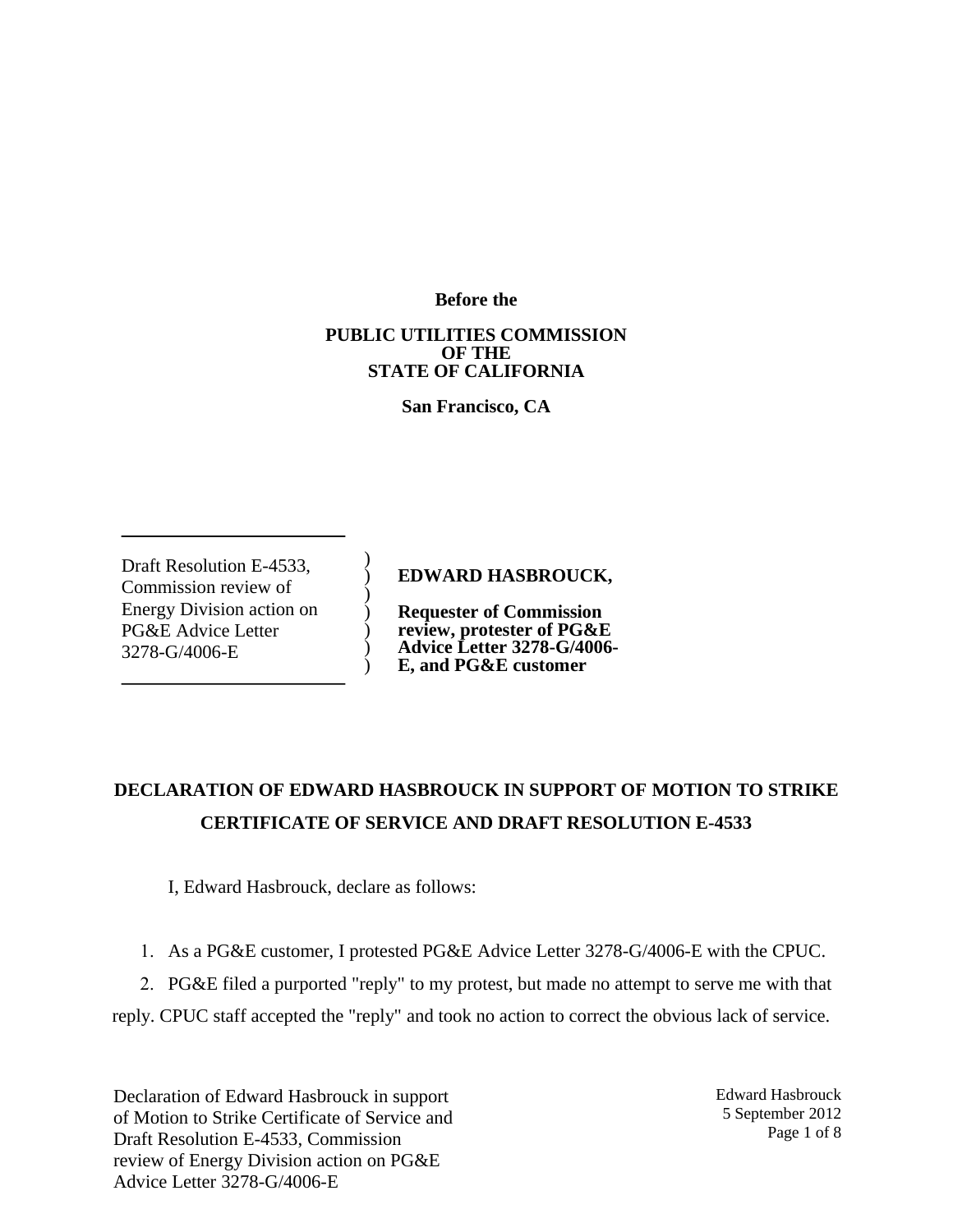**Before the**

**PUBLIC UTILITIES COMMISSION**
**OF THE**
**STATE OF CALIFORNIA**

**San Francisco, CA**

| Draft Resolution E-4533, Commission review of Energy Division action on PG&E Advice Letter 3278-G/4006-E | ) ) ) ) ) ) ) | **EDWARD HASBROUCK,** **Requester of Commission review, protester of PG&E Advice Letter 3278-G/4006-E, and PG&E customer** |
|---|---|---|

**DECLARATION OF EDWARD HASBROUCK IN SUPPORT OF MOTION TO STRIKE CERTIFICATE OF SERVICE AND DRAFT RESOLUTION E-4533**

I, Edward Hasbrouck, declare as follows:

1. As a PG&E customer, I protested PG&E Advice Letter 3278-G/4006-E with the CPUC.
2. PG&E filed a purported "reply" to my protest, but made no attempt to serve me with that reply. CPUC staff accepted the "reply" and took no action to correct the obvious lack of service.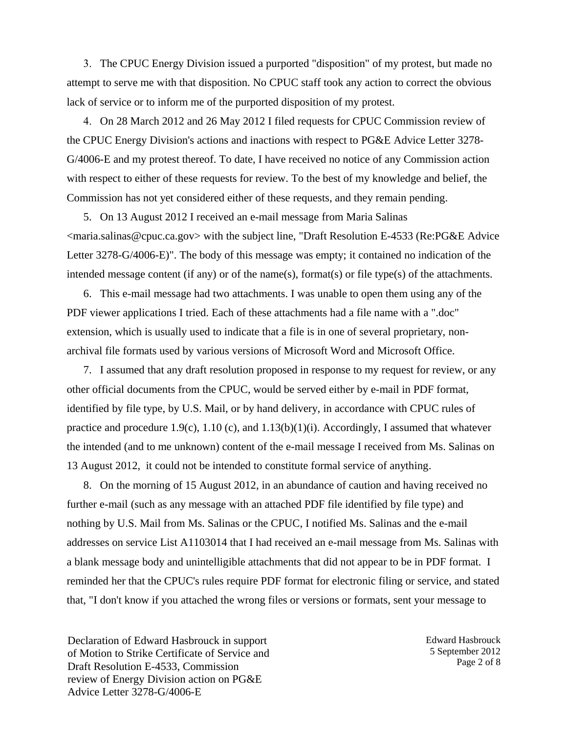3. The CPUC Energy Division issued a purported "disposition" of my protest, but made no attempt to serve me with that disposition. No CPUC staff took any action to correct the obvious lack of service or to inform me of the purported disposition of my protest.

4. On 28 March 2012 and 26 May 2012 I filed requests for CPUC Commission review of the CPUC Energy Division's actions and inactions with respect to PG&E Advice Letter 3278-G/4006-E and my protest thereof. To date, I have received no notice of any Commission action with respect to either of these requests for review. To the best of my knowledge and belief, the Commission has not yet considered either of these requests, and they remain pending.

5. On 13 August 2012 I received an e-mail message from Maria Salinas <maria.salinas@cpuc.ca.gov> with the subject line, "Draft Resolution E-4533 (Re:PG&E Advice Letter 3278-G/4006-E)". The body of this message was empty; it contained no indication of the intended message content (if any) or of the name(s), format(s) or file type(s) of the attachments.

6. This e-mail message had two attachments. I was unable to open them using any of the PDF viewer applications I tried. Each of these attachments had a file name with a ".doc" extension, which is usually used to indicate that a file is in one of several proprietary, non-archival file formats used by various versions of Microsoft Word and Microsoft Office.

7. I assumed that any draft resolution proposed in response to my request for review, or any other official documents from the CPUC, would be served either by e-mail in PDF format, identified by file type, by U.S. Mail, or by hand delivery, in accordance with CPUC rules of practice and procedure 1.9(c), 1.10 (c), and 1.13(b)(1)(i). Accordingly, I assumed that whatever the intended (and to me unknown) content of the e-mail message I received from Ms. Salinas on 13 August 2012, it could not be intended to constitute formal service of anything.

8. On the morning of 15 August 2012, in an abundance of caution and having received no further e-mail (such as any message with an attached PDF file identified by file type) and nothing by U.S. Mail from Ms. Salinas or the CPUC, I notified Ms. Salinas and the e-mail addresses on service List A1103014 that I had received an e-mail message from Ms. Salinas with a blank message body and unintelligible attachments that did not appear to be in PDF format. I reminded her that the CPUC's rules require PDF format for electronic filing or service, and stated that, "I don't know if you attached the wrong files or versions or formats, sent your message to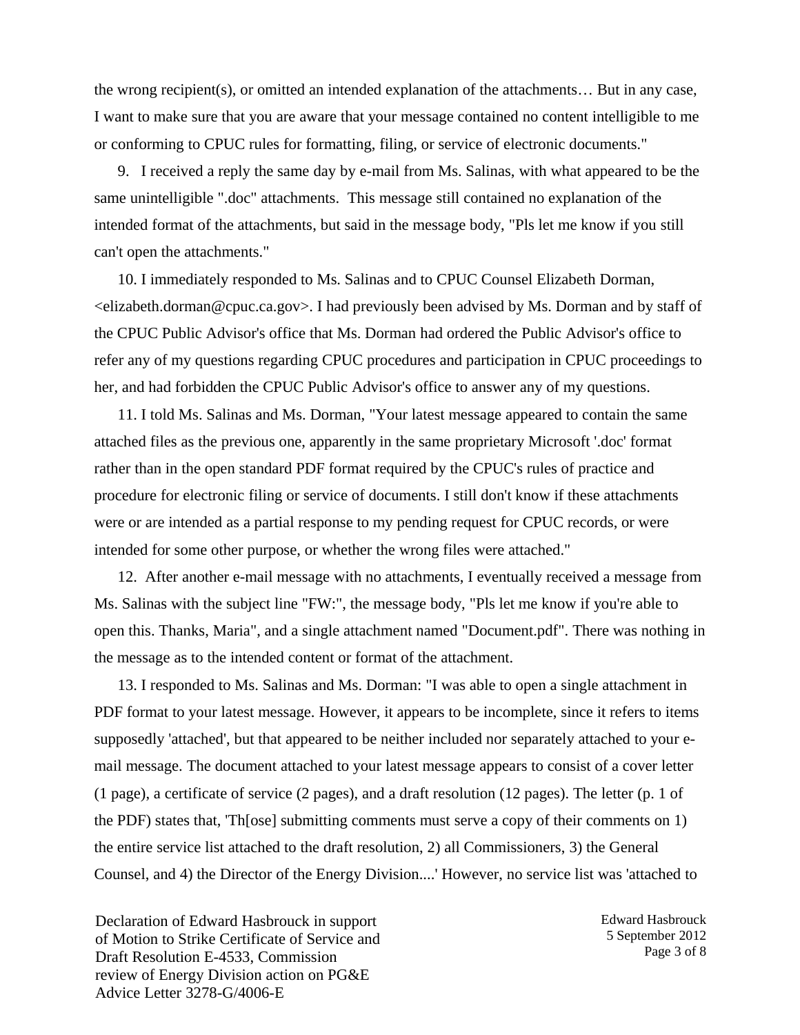the wrong recipient(s), or omitted an intended explanation of the attachments… But in any case, I want to make sure that you are aware that your message contained no content intelligible to me or conforming to CPUC rules for formatting, filing, or service of electronic documents."

9. I received a reply the same day by e-mail from Ms. Salinas, with what appeared to be the same unintelligible ".doc" attachments. This message still contained no explanation of the intended format of the attachments, but said in the message body, "Pls let me know if you still can't open the attachments."

10. I immediately responded to Ms. Salinas and to CPUC Counsel Elizabeth Dorman, <elizabeth.dorman@cpuc.ca.gov>. I had previously been advised by Ms. Dorman and by staff of the CPUC Public Advisor's office that Ms. Dorman had ordered the Public Advisor's office to refer any of my questions regarding CPUC procedures and participation in CPUC proceedings to her, and had forbidden the CPUC Public Advisor's office to answer any of my questions.

11. I told Ms. Salinas and Ms. Dorman, "Your latest message appeared to contain the same attached files as the previous one, apparently in the same proprietary Microsoft '.doc' format rather than in the open standard PDF format required by the CPUC's rules of practice and procedure for electronic filing or service of documents. I still don't know if these attachments were or are intended as a partial response to my pending request for CPUC records, or were intended for some other purpose, or whether the wrong files were attached."

12. After another e-mail message with no attachments, I eventually received a message from Ms. Salinas with the subject line "FW:", the message body, "Pls let me know if you're able to open this. Thanks, Maria", and a single attachment named "Document.pdf". There was nothing in the message as to the intended content or format of the attachment.

13. I responded to Ms. Salinas and Ms. Dorman: "I was able to open a single attachment in PDF format to your latest message. However, it appears to be incomplete, since it refers to items supposedly 'attached', but that appeared to be neither included nor separately attached to your e-mail message. The document attached to your latest message appears to consist of a cover letter (1 page), a certificate of service (2 pages), and a draft resolution (12 pages). The letter (p. 1 of the PDF) states that, 'Th[ose] submitting comments must serve a copy of their comments on 1) the entire service list attached to the draft resolution, 2) all Commissioners, 3) the General Counsel, and 4) the Director of the Energy Division....' However, no service list was 'attached to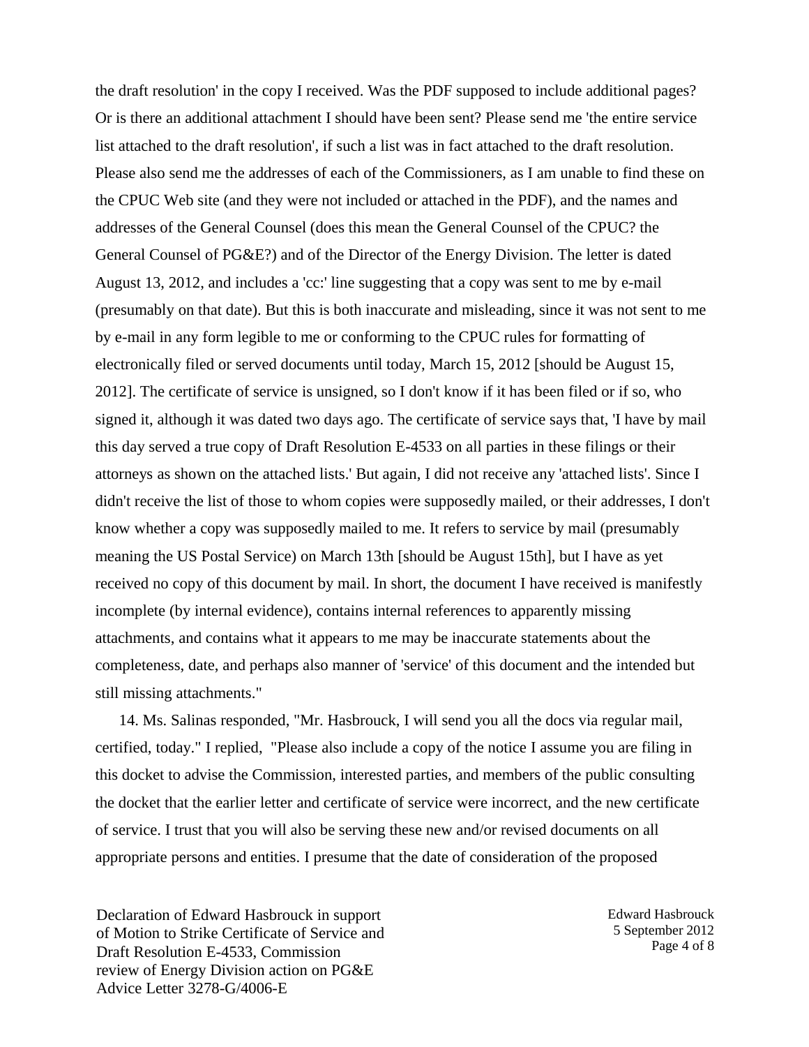the draft resolution' in the copy I received. Was the PDF supposed to include additional pages? Or is there an additional attachment I should have been sent? Please send me 'the entire service list attached to the draft resolution', if such a list was in fact attached to the draft resolution. Please also send me the addresses of each of the Commissioners, as I am unable to find these on the CPUC Web site (and they were not included or attached in the PDF), and the names and addresses of the General Counsel (does this mean the General Counsel of the CPUC? the General Counsel of PG&E?) and of the Director of the Energy Division. The letter is dated August 13, 2012, and includes a 'cc:' line suggesting that a copy was sent to me by e-mail (presumably on that date). But this is both inaccurate and misleading, since it was not sent to me by e-mail in any form legible to me or conforming to the CPUC rules for formatting of electronically filed or served documents until today, March 15, 2012 [should be August 15, 2012]. The certificate of service is unsigned, so I don't know if it has been filed or if so, who signed it, although it was dated two days ago. The certificate of service says that, 'I have by mail this day served a true copy of Draft Resolution E-4533 on all parties in these filings or their attorneys as shown on the attached lists.' But again, I did not receive any 'attached lists'. Since I didn't receive the list of those to whom copies were supposedly mailed, or their addresses, I don't know whether a copy was supposedly mailed to me. It refers to service by mail (presumably meaning the US Postal Service) on March 13th [should be August 15th], but I have as yet received no copy of this document by mail. In short, the document I have received is manifestly incomplete (by internal evidence), contains internal references to apparently missing attachments, and contains what it appears to me may be inaccurate statements about the completeness, date, and perhaps also manner of 'service' of this document and the intended but still missing attachments."

14. Ms. Salinas responded, "Mr. Hasbrouck, I will send you all the docs via regular mail, certified, today." I replied, "Please also include a copy of the notice I assume you are filing in this docket to advise the Commission, interested parties, and members of the public consulting the docket that the earlier letter and certificate of service were incorrect, and the new certificate of service. I trust that you will also be serving these new and/or revised documents on all appropriate persons and entities. I presume that the date of consideration of the proposed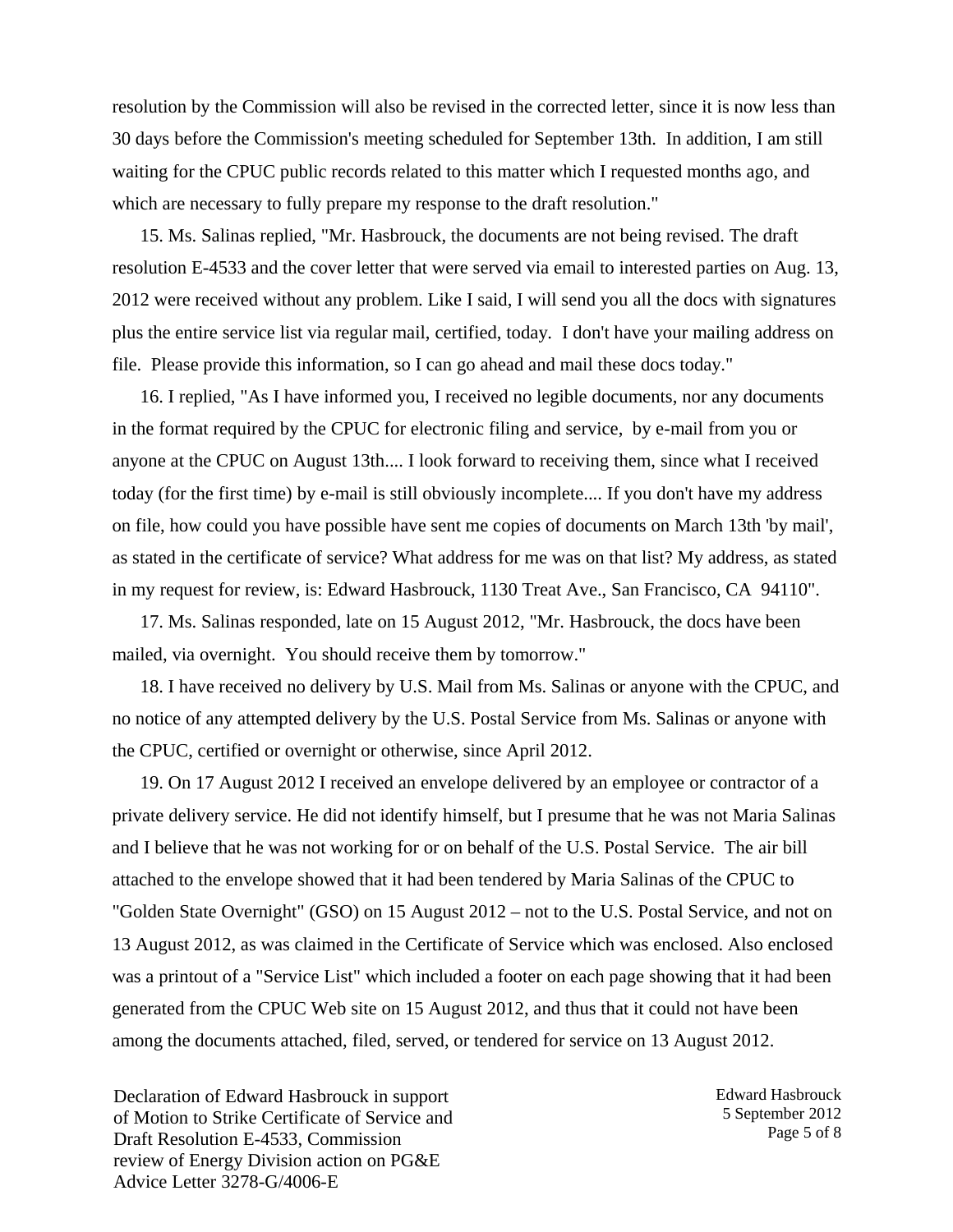resolution by the Commission will also be revised in the corrected letter, since it is now less than 30 days before the Commission's meeting scheduled for September 13th. In addition, I am still waiting for the CPUC public records related to this matter which I requested months ago, and which are necessary to fully prepare my response to the draft resolution."

15. Ms. Salinas replied, "Mr. Hasbrouck, the documents are not being revised. The draft resolution E-4533 and the cover letter that were served via email to interested parties on Aug. 13, 2012 were received without any problem. Like I said, I will send you all the docs with signatures plus the entire service list via regular mail, certified, today. I don't have your mailing address on file. Please provide this information, so I can go ahead and mail these docs today."

16. I replied, "As I have informed you, I received no legible documents, nor any documents in the format required by the CPUC for electronic filing and service, by e-mail from you or anyone at the CPUC on August 13th.... I look forward to receiving them, since what I received today (for the first time) by e-mail is still obviously incomplete.... If you don't have my address on file, how could you have possible have sent me copies of documents on March 13th 'by mail', as stated in the certificate of service? What address for me was on that list? My address, as stated in my request for review, is: Edward Hasbrouck, 1130 Treat Ave., San Francisco, CA 94110".

17. Ms. Salinas responded, late on 15 August 2012, "Mr. Hasbrouck, the docs have been mailed, via overnight. You should receive them by tomorrow."

18. I have received no delivery by U.S. Mail from Ms. Salinas or anyone with the CPUC, and no notice of any attempted delivery by the U.S. Postal Service from Ms. Salinas or anyone with the CPUC, certified or overnight or otherwise, since April 2012.

19. On 17 August 2012 I received an envelope delivered by an employee or contractor of a private delivery service. He did not identify himself, but I presume that he was not Maria Salinas and I believe that he was not working for or on behalf of the U.S. Postal Service. The air bill attached to the envelope showed that it had been tendered by Maria Salinas of the CPUC to "Golden State Overnight" (GSO) on 15 August 2012 – not to the U.S. Postal Service, and not on 13 August 2012, as was claimed in the Certificate of Service which was enclosed. Also enclosed was a printout of a "Service List" which included a footer on each page showing that it had been generated from the CPUC Web site on 15 August 2012, and thus that it could not have been among the documents attached, filed, served, or tendered for service on 13 August 2012.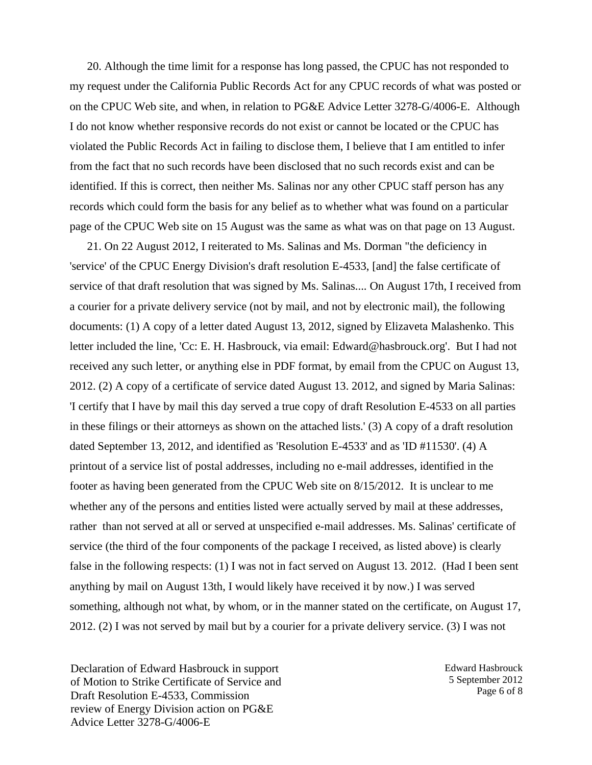20. Although the time limit for a response has long passed, the CPUC has not responded to my request under the California Public Records Act for any CPUC records of what was posted or on the CPUC Web site, and when, in relation to PG&E Advice Letter 3278-G/4006-E. Although I do not know whether responsive records do not exist or cannot be located or the CPUC has violated the Public Records Act in failing to disclose them, I believe that I am entitled to infer from the fact that no such records have been disclosed that no such records exist and can be identified. If this is correct, then neither Ms. Salinas nor any other CPUC staff person has any records which could form the basis for any belief as to whether what was found on a particular page of the CPUC Web site on 15 August was the same as what was on that page on 13 August.

21. On 22 August 2012, I reiterated to Ms. Salinas and Ms. Dorman "the deficiency in 'service' of the CPUC Energy Division's draft resolution E-4533, [and] the false certificate of service of that draft resolution that was signed by Ms. Salinas.... On August 17th, I received from a courier for a private delivery service (not by mail, and not by electronic mail), the following documents: (1) A copy of a letter dated August 13, 2012, signed by Elizaveta Malashenko. This letter included the line, 'Cc: E. H. Hasbrouck, via email: Edward@hasbrouck.org'. But I had not received any such letter, or anything else in PDF format, by email from the CPUC on August 13, 2012. (2) A copy of a certificate of service dated August 13. 2012, and signed by Maria Salinas: 'I certify that I have by mail this day served a true copy of draft Resolution E-4533 on all parties in these filings or their attorneys as shown on the attached lists.' (3) A copy of a draft resolution dated September 13, 2012, and identified as 'Resolution E-4533' and as 'ID #11530'. (4) A printout of a service list of postal addresses, including no e-mail addresses, identified in the footer as having been generated from the CPUC Web site on 8/15/2012. It is unclear to me whether any of the persons and entities listed were actually served by mail at these addresses, rather than not served at all or served at unspecified e-mail addresses. Ms. Salinas' certificate of service (the third of the four components of the package I received, as listed above) is clearly false in the following respects: (1) I was not in fact served on August 13. 2012. (Had I been sent anything by mail on August 13th, I would likely have received it by now.) I was served something, although not what, by whom, or in the manner stated on the certificate, on August 17, 2012. (2) I was not served by mail but by a courier for a private delivery service. (3) I was not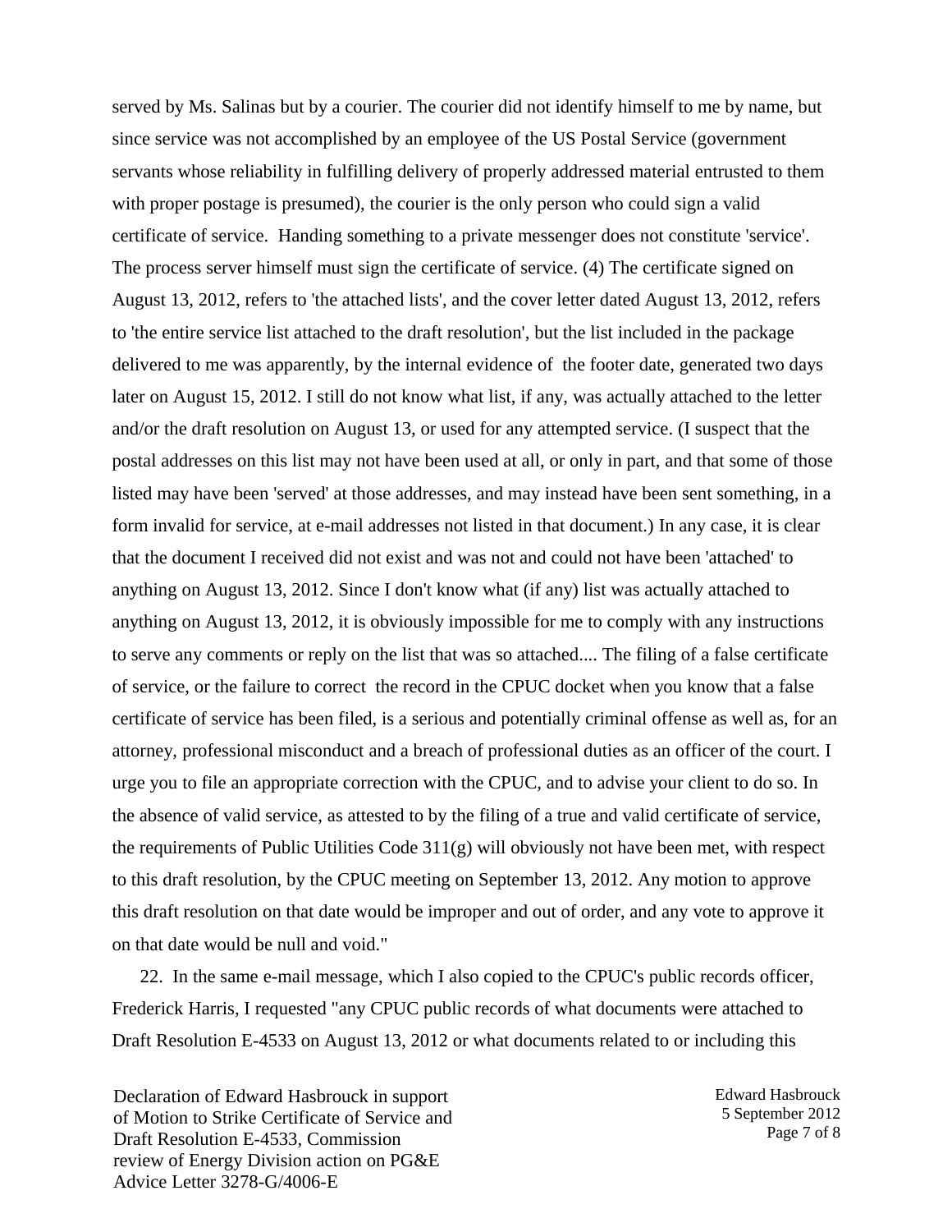served by Ms. Salinas but by a courier. The courier did not identify himself to me by name, but since service was not accomplished by an employee of the US Postal Service (government servants whose reliability in fulfilling delivery of properly addressed material entrusted to them with proper postage is presumed), the courier is the only person who could sign a valid certificate of service. Handing something to a private messenger does not constitute 'service'. The process server himself must sign the certificate of service. (4) The certificate signed on August 13, 2012, refers to 'the attached lists', and the cover letter dated August 13, 2012, refers to 'the entire service list attached to the draft resolution', but the list included in the package delivered to me was apparently, by the internal evidence of the footer date, generated two days later on August 15, 2012. I still do not know what list, if any, was actually attached to the letter and/or the draft resolution on August 13, or used for any attempted service. (I suspect that the postal addresses on this list may not have been used at all, or only in part, and that some of those listed may have been 'served' at those addresses, and may instead have been sent something, in a form invalid for service, at e-mail addresses not listed in that document.) In any case, it is clear that the document I received did not exist and was not and could not have been 'attached' to anything on August 13, 2012. Since I don't know what (if any) list was actually attached to anything on August 13, 2012, it is obviously impossible for me to comply with any instructions to serve any comments or reply on the list that was so attached.... The filing of a false certificate of service, or the failure to correct the record in the CPUC docket when you know that a false certificate of service has been filed, is a serious and potentially criminal offense as well as, for an attorney, professional misconduct and a breach of professional duties as an officer of the court. I urge you to file an appropriate correction with the CPUC, and to advise your client to do so. In the absence of valid service, as attested to by the filing of a true and valid certificate of service, the requirements of Public Utilities Code 311(g) will obviously not have been met, with respect to this draft resolution, by the CPUC meeting on September 13, 2012. Any motion to approve this draft resolution on that date would be improper and out of order, and any vote to approve it on that date would be null and void."

22. In the same e-mail message, which I also copied to the CPUC's public records officer, Frederick Harris, I requested "any CPUC public records of what documents were attached to Draft Resolution E-4533 on August 13, 2012 or what documents related to or including this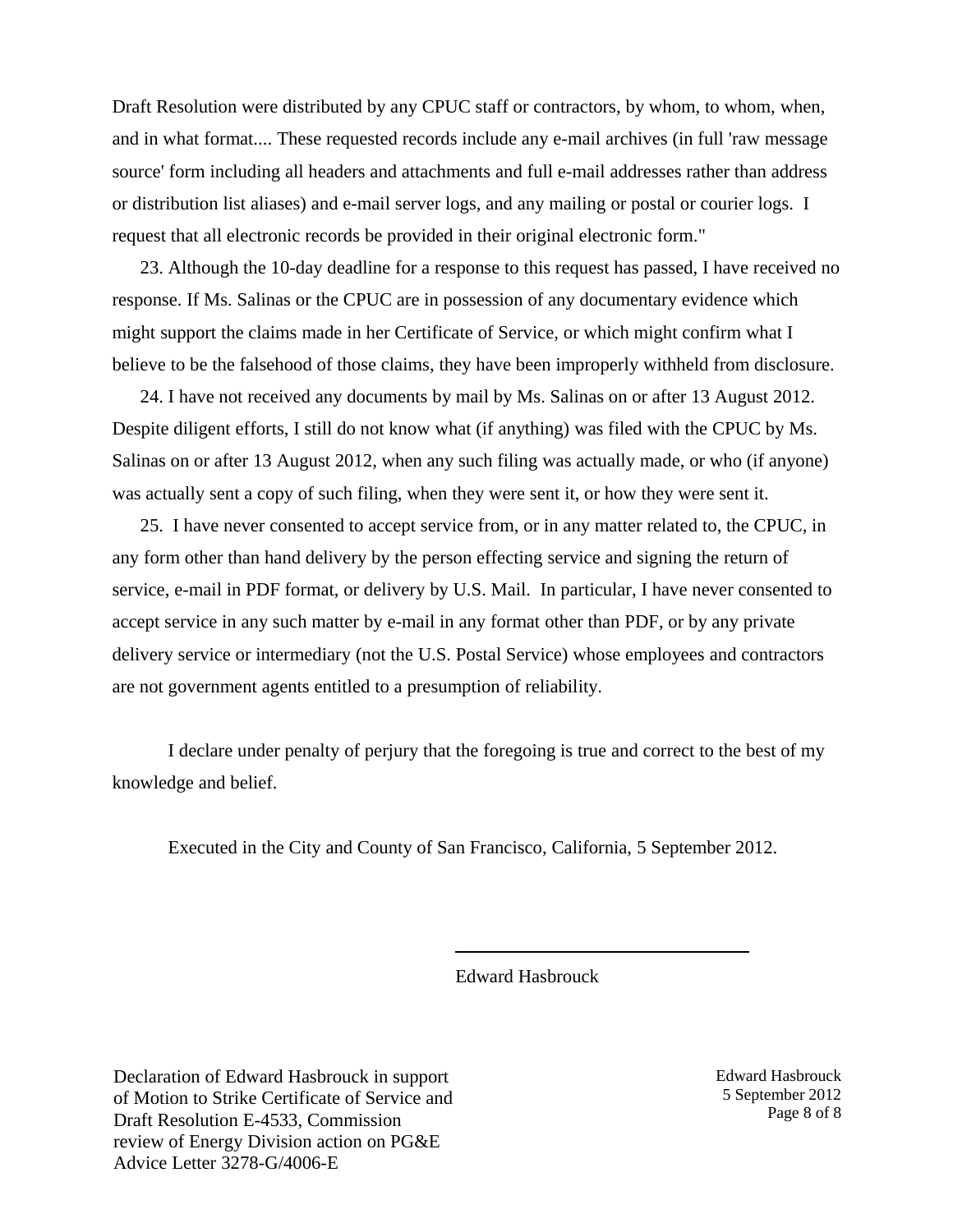Draft Resolution were distributed by any CPUC staff or contractors, by whom, to whom, when, and in what format.... These requested records include any e-mail archives (in full 'raw message source' form including all headers and attachments and full e-mail addresses rather than address or distribution list aliases) and e-mail server logs, and any mailing or postal or courier logs. I request that all electronic records be provided in their original electronic form."

23. Although the 10-day deadline for a response to this request has passed, I have received no response. If Ms. Salinas or the CPUC are in possession of any documentary evidence which might support the claims made in her Certificate of Service, or which might confirm what I believe to be the falsehood of those claims, they have been improperly withheld from disclosure.

24. I have not received any documents by mail by Ms. Salinas on or after 13 August 2012. Despite diligent efforts, I still do not know what (if anything) was filed with the CPUC by Ms. Salinas on or after 13 August 2012, when any such filing was actually made, or who (if anyone) was actually sent a copy of such filing, when they were sent it, or how they were sent it.

25. I have never consented to accept service from, or in any matter related to, the CPUC, in any form other than hand delivery by the person effecting service and signing the return of service, e-mail in PDF format, or delivery by U.S. Mail. In particular, I have never consented to accept service in any such matter by e-mail in any format other than PDF, or by any private delivery service or intermediary (not the U.S. Postal Service) whose employees and contractors are not government agents entitled to a presumption of reliability.

I declare under penalty of perjury that the foregoing is true and correct to the best of my knowledge and belief.

Executed in the City and County of San Francisco, California, 5 September 2012.

Edward Hasbrouck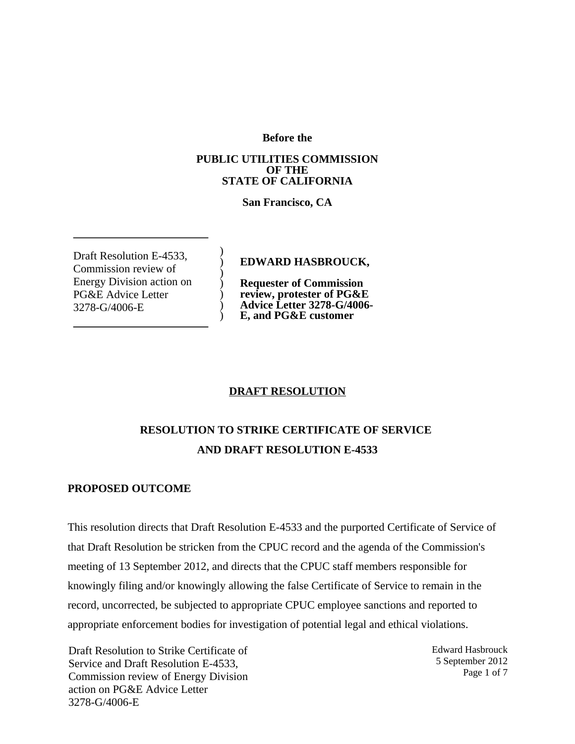**Before the**

**PUBLIC UTILITIES COMMISSION OF THE STATE OF CALIFORNIA**

**San Francisco, CA**

| | |
|---|---|
| Draft Resolution E-4533, Commission review of Energy Division action on PG&E Advice Letter 3278-G/4006-E | **EDWARD HASBROUCK,**<br><br>**Requester of Commission review, protester of PG&E Advice Letter 3278-G/4006-E, and PG&E customer** |

## DRAFT RESOLUTION

## RESOLUTION TO STRIKE CERTIFICATE OF SERVICE AND DRAFT RESOLUTION E-4533

### PROPOSED OUTCOME

This resolution directs that Draft Resolution E-4533 and the purported Certificate of Service of that Draft Resolution be stricken from the CPUC record and the agenda of the Commission's meeting of 13 September 2012, and directs that the CPUC staff members responsible for knowingly filing and/or knowingly allowing the false Certificate of Service to remain in the record, uncorrected, be subjected to appropriate CPUC employee sanctions and reported to appropriate enforcement bodies for investigation of potential legal and ethical violations.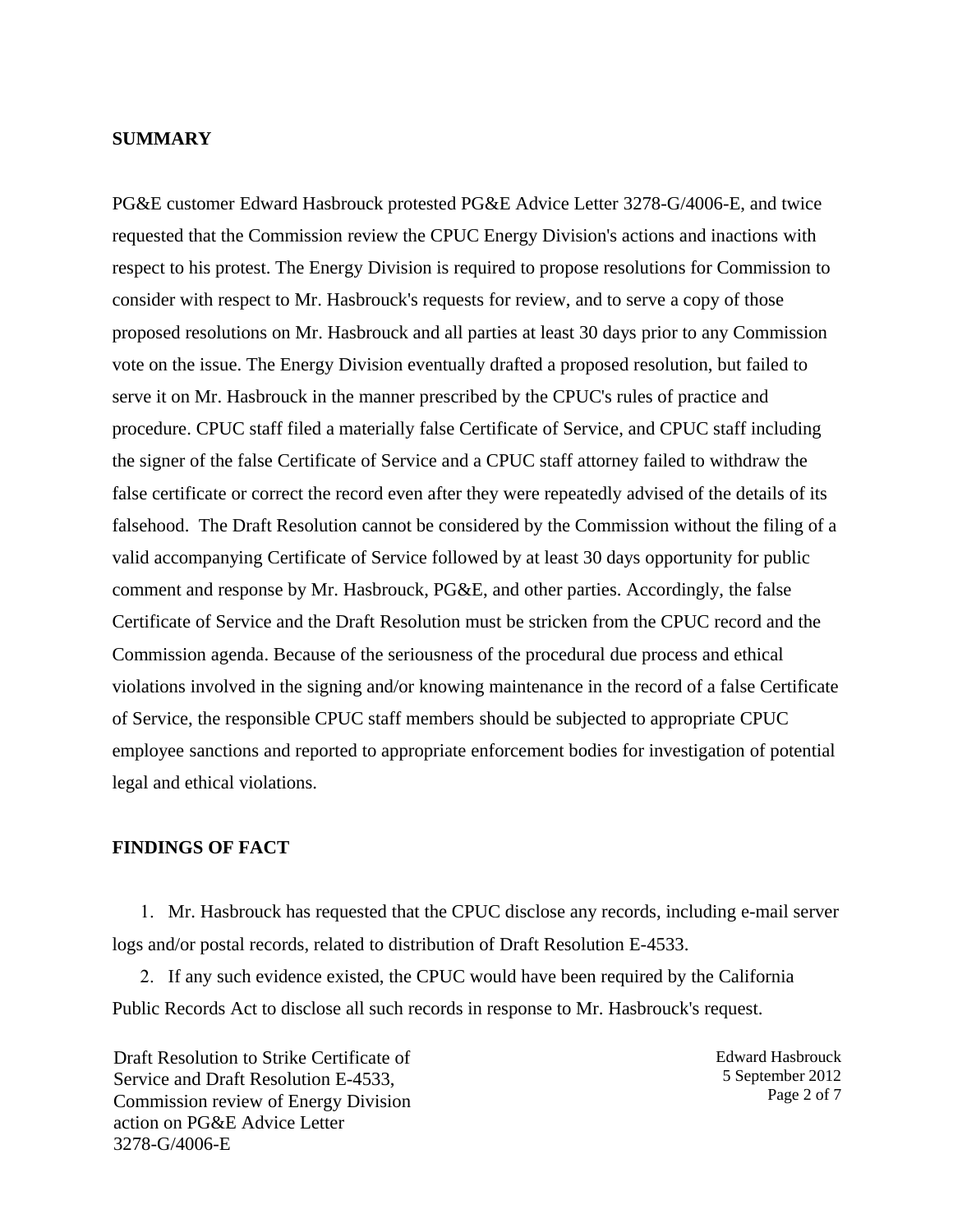**SUMMARY**

PG&E customer Edward Hasbrouck protested PG&E Advice Letter 3278-G/4006-E, and twice requested that the Commission review the CPUC Energy Division's actions and inactions with respect to his protest. The Energy Division is required to propose resolutions for Commission to consider with respect to Mr. Hasbrouck's requests for review, and to serve a copy of those proposed resolutions on Mr. Hasbrouck and all parties at least 30 days prior to any Commission vote on the issue. The Energy Division eventually drafted a proposed resolution, but failed to serve it on Mr. Hasbrouck in the manner prescribed by the CPUC's rules of practice and procedure. CPUC staff filed a materially false Certificate of Service, and CPUC staff including the signer of the false Certificate of Service and a CPUC staff attorney failed to withdraw the false certificate or correct the record even after they were repeatedly advised of the details of its falsehood. The Draft Resolution cannot be considered by the Commission without the filing of a valid accompanying Certificate of Service followed by at least 30 days opportunity for public comment and response by Mr. Hasbrouck, PG&E, and other parties. Accordingly, the false Certificate of Service and the Draft Resolution must be stricken from the CPUC record and the Commission agenda. Because of the seriousness of the procedural due process and ethical violations involved in the signing and/or knowing maintenance in the record of a false Certificate of Service, the responsible CPUC staff members should be subjected to appropriate CPUC employee sanctions and reported to appropriate enforcement bodies for investigation of potential legal and ethical violations.

**FINDINGS OF FACT**

1. Mr. Hasbrouck has requested that the CPUC disclose any records, including e-mail server logs and/or postal records, related to distribution of Draft Resolution E-4533.
2. If any such evidence existed, the CPUC would have been required by the California Public Records Act to disclose all such records in response to Mr. Hasbrouck's request.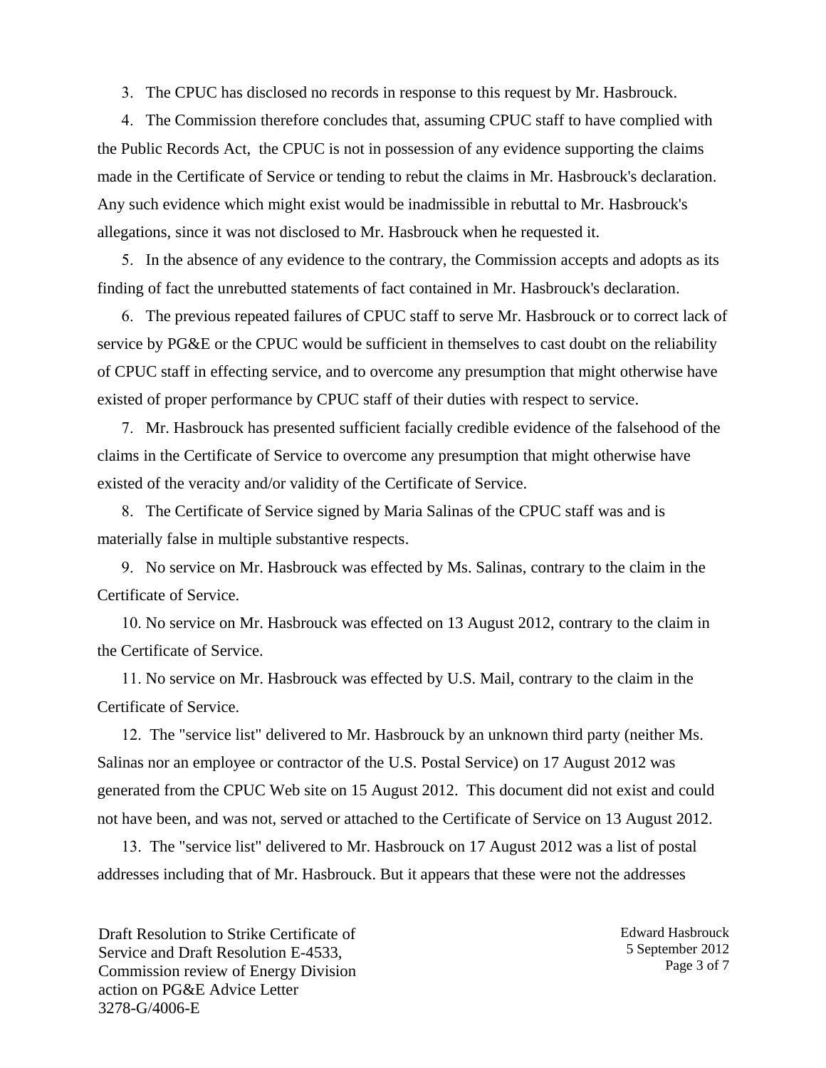3. The CPUC has disclosed no records in response to this request by Mr. Hasbrouck.

4. The Commission therefore concludes that, assuming CPUC staff to have complied with the Public Records Act, the CPUC is not in possession of any evidence supporting the claims made in the Certificate of Service or tending to rebut the claims in Mr. Hasbrouck's declaration. Any such evidence which might exist would be inadmissible in rebuttal to Mr. Hasbrouck's allegations, since it was not disclosed to Mr. Hasbrouck when he requested it.

5. In the absence of any evidence to the contrary, the Commission accepts and adopts as its finding of fact the unrebutted statements of fact contained in Mr. Hasbrouck's declaration.

6. The previous repeated failures of CPUC staff to serve Mr. Hasbrouck or to correct lack of service by PG&E or the CPUC would be sufficient in themselves to cast doubt on the reliability of CPUC staff in effecting service, and to overcome any presumption that might otherwise have existed of proper performance by CPUC staff of their duties with respect to service.

7. Mr. Hasbrouck has presented sufficient facially credible evidence of the falsehood of the claims in the Certificate of Service to overcome any presumption that might otherwise have existed of the veracity and/or validity of the Certificate of Service.

8. The Certificate of Service signed by Maria Salinas of the CPUC staff was and is materially false in multiple substantive respects.

9. No service on Mr. Hasbrouck was effected by Ms. Salinas, contrary to the claim in the Certificate of Service.

10. No service on Mr. Hasbrouck was effected on 13 August 2012, contrary to the claim in the Certificate of Service.

11. No service on Mr. Hasbrouck was effected by U.S. Mail, contrary to the claim in the Certificate of Service.

12. The "service list" delivered to Mr. Hasbrouck by an unknown third party (neither Ms. Salinas nor an employee or contractor of the U.S. Postal Service) on 17 August 2012 was generated from the CPUC Web site on 15 August 2012. This document did not exist and could not have been, and was not, served or attached to the Certificate of Service on 13 August 2012.

13. The "service list" delivered to Mr. Hasbrouck on 17 August 2012 was a list of postal addresses including that of Mr. Hasbrouck. But it appears that these were not the addresses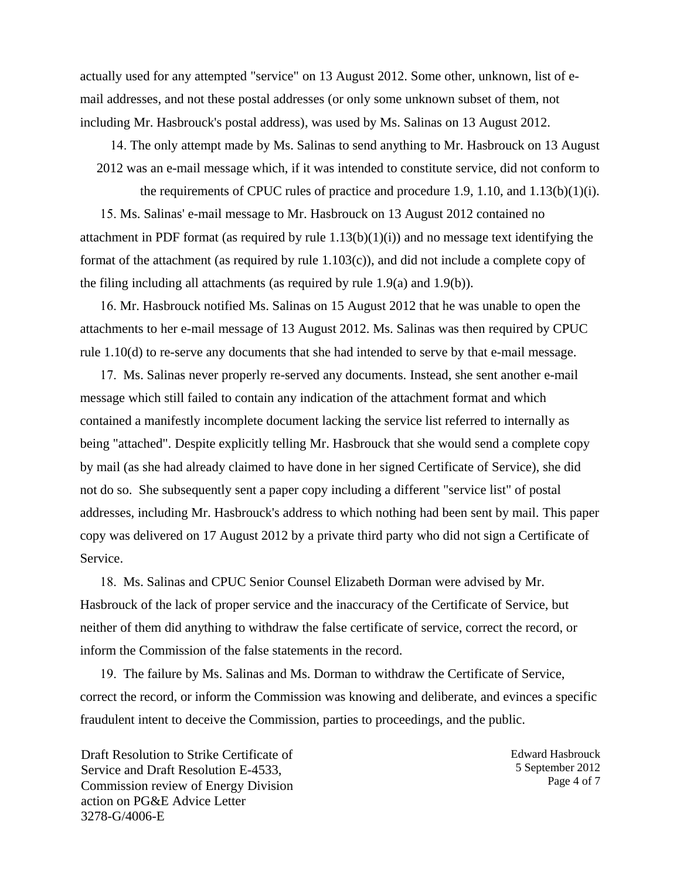actually used for any attempted "service" on 13 August 2012. Some other, unknown, list of e-mail addresses, and not these postal addresses (or only some unknown subset of them, not including Mr. Hasbrouck's postal address), was used by Ms. Salinas on 13 August 2012.

14. The only attempt made by Ms. Salinas to send anything to Mr. Hasbrouck on 13 August 2012 was an e-mail message which, if it was intended to constitute service, did not conform to the requirements of CPUC rules of practice and procedure 1.9, 1.10, and 1.13(b)(1)(i).

15. Ms. Salinas' e-mail message to Mr. Hasbrouck on 13 August 2012 contained no attachment in PDF format (as required by rule 1.13(b)(1)(i)) and no message text identifying the format of the attachment (as required by rule 1.103(c)), and did not include a complete copy of the filing including all attachments (as required by rule 1.9(a) and 1.9(b)).

16. Mr. Hasbrouck notified Ms. Salinas on 15 August 2012 that he was unable to open the attachments to her e-mail message of 13 August 2012. Ms. Salinas was then required by CPUC rule 1.10(d) to re-serve any documents that she had intended to serve by that e-mail message.

17. Ms. Salinas never properly re-served any documents. Instead, she sent another e-mail message which still failed to contain any indication of the attachment format and which contained a manifestly incomplete document lacking the service list referred to internally as being "attached". Despite explicitly telling Mr. Hasbrouck that she would send a complete copy by mail (as she had already claimed to have done in her signed Certificate of Service), she did not do so. She subsequently sent a paper copy including a different "service list" of postal addresses, including Mr. Hasbrouck's address to which nothing had been sent by mail. This paper copy was delivered on 17 August 2012 by a private third party who did not sign a Certificate of Service.

18. Ms. Salinas and CPUC Senior Counsel Elizabeth Dorman were advised by Mr. Hasbrouck of the lack of proper service and the inaccuracy of the Certificate of Service, but neither of them did anything to withdraw the false certificate of service, correct the record, or inform the Commission of the false statements in the record.

19. The failure by Ms. Salinas and Ms. Dorman to withdraw the Certificate of Service, correct the record, or inform the Commission was knowing and deliberate, and evinces a specific fraudulent intent to deceive the Commission, parties to proceedings, and the public.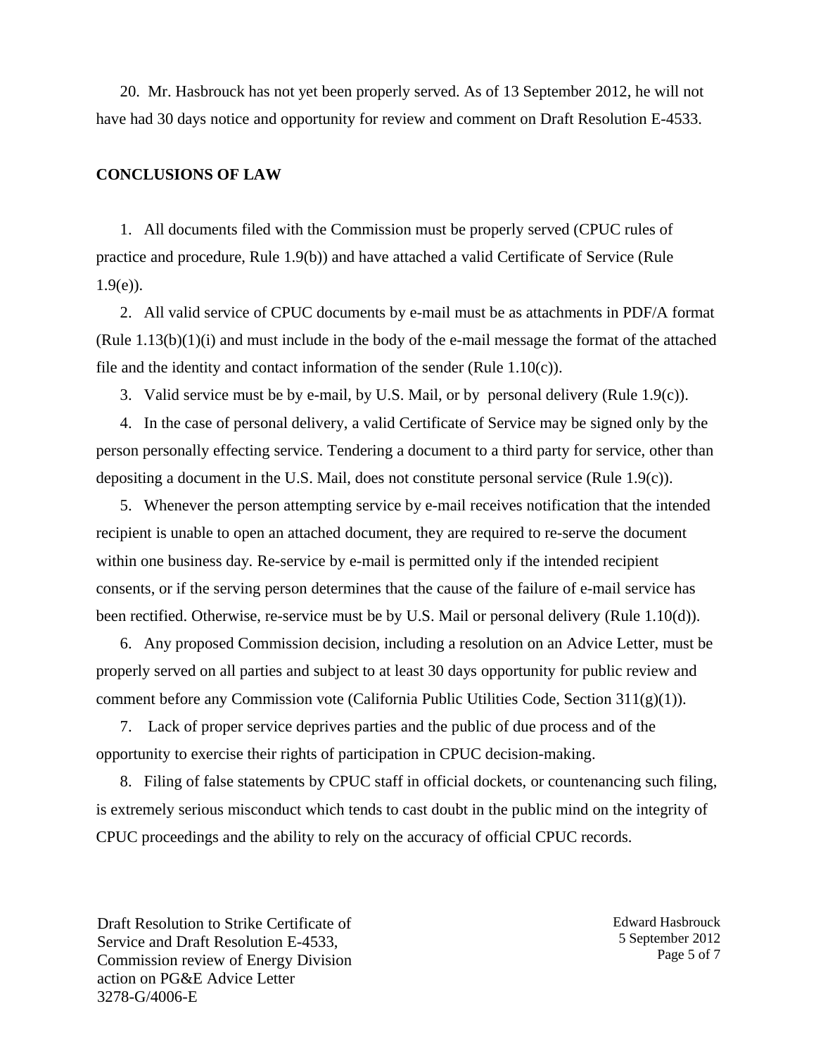20. Mr. Hasbrouck has not yet been properly served. As of 13 September 2012, he will not have had 30 days notice and opportunity for review and comment on Draft Resolution E-4533.

**CONCLUSIONS OF LAW**

1. All documents filed with the Commission must be properly served (CPUC rules of practice and procedure, Rule 1.9(b)) and have attached a valid Certificate of Service (Rule 1.9(e)).

2. All valid service of CPUC documents by e-mail must be as attachments in PDF/A format (Rule 1.13(b)(1)(i) and must include in the body of the e-mail message the format of the attached file and the identity and contact information of the sender (Rule 1.10(c)).

3. Valid service must be by e-mail, by U.S. Mail, or by personal delivery (Rule 1.9(c)).

4. In the case of personal delivery, a valid Certificate of Service may be signed only by the person personally effecting service. Tendering a document to a third party for service, other than depositing a document in the U.S. Mail, does not constitute personal service (Rule 1.9(c)).

5. Whenever the person attempting service by e-mail receives notification that the intended recipient is unable to open an attached document, they are required to re-serve the document within one business day. Re-service by e-mail is permitted only if the intended recipient consents, or if the serving person determines that the cause of the failure of e-mail service has been rectified. Otherwise, re-service must be by U.S. Mail or personal delivery (Rule 1.10(d)).

6. Any proposed Commission decision, including a resolution on an Advice Letter, must be properly served on all parties and subject to at least 30 days opportunity for public review and comment before any Commission vote (California Public Utilities Code, Section 311(g)(1)).

7. Lack of proper service deprives parties and the public of due process and of the opportunity to exercise their rights of participation in CPUC decision-making.

8. Filing of false statements by CPUC staff in official dockets, or countenancing such filing, is extremely serious misconduct which tends to cast doubt in the public mind on the integrity of CPUC proceedings and the ability to rely on the accuracy of official CPUC records.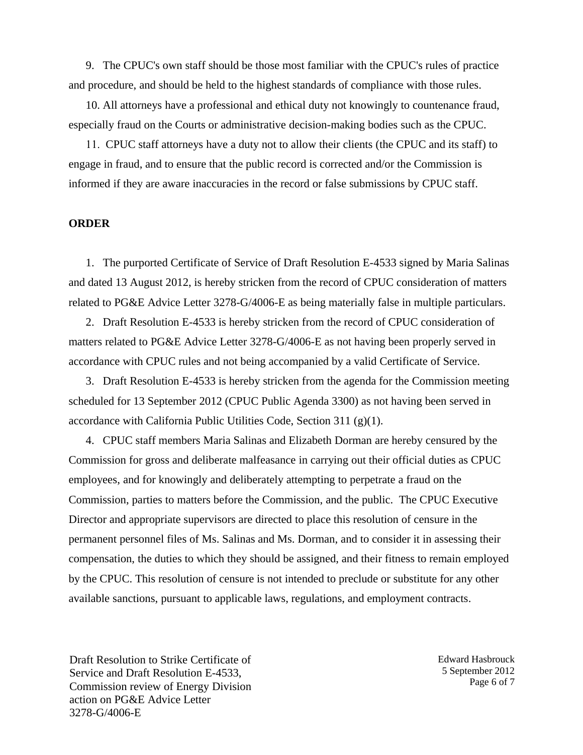9. The CPUC's own staff should be those most familiar with the CPUC's rules of practice and procedure, and should be held to the highest standards of compliance with those rules.

10. All attorneys have a professional and ethical duty not knowingly to countenance fraud, especially fraud on the Courts or administrative decision-making bodies such as the CPUC.

11. CPUC staff attorneys have a duty not to allow their clients (the CPUC and its staff) to engage in fraud, and to ensure that the public record is corrected and/or the Commission is informed if they are aware inaccuracies in the record or false submissions by CPUC staff.

**ORDER**

1. The purported Certificate of Service of Draft Resolution E-4533 signed by Maria Salinas and dated 13 August 2012, is hereby stricken from the record of CPUC consideration of matters related to PG&E Advice Letter 3278-G/4006-E as being materially false in multiple particulars.

2. Draft Resolution E-4533 is hereby stricken from the record of CPUC consideration of matters related to PG&E Advice Letter 3278-G/4006-E as not having been properly served in accordance with CPUC rules and not being accompanied by a valid Certificate of Service.

3. Draft Resolution E-4533 is hereby stricken from the agenda for the Commission meeting scheduled for 13 September 2012 (CPUC Public Agenda 3300) as not having been served in accordance with California Public Utilities Code, Section 311 (g)(1).

4. CPUC staff members Maria Salinas and Elizabeth Dorman are hereby censured by the Commission for gross and deliberate malfeasance in carrying out their official duties as CPUC employees, and for knowingly and deliberately attempting to perpetrate a fraud on the Commission, parties to matters before the Commission, and the public. The CPUC Executive Director and appropriate supervisors are directed to place this resolution of censure in the permanent personnel files of Ms. Salinas and Ms. Dorman, and to consider it in assessing their compensation, the duties to which they should be assigned, and their fitness to remain employed by the CPUC. This resolution of censure is not intended to preclude or substitute for any other available sanctions, pursuant to applicable laws, regulations, and employment contracts.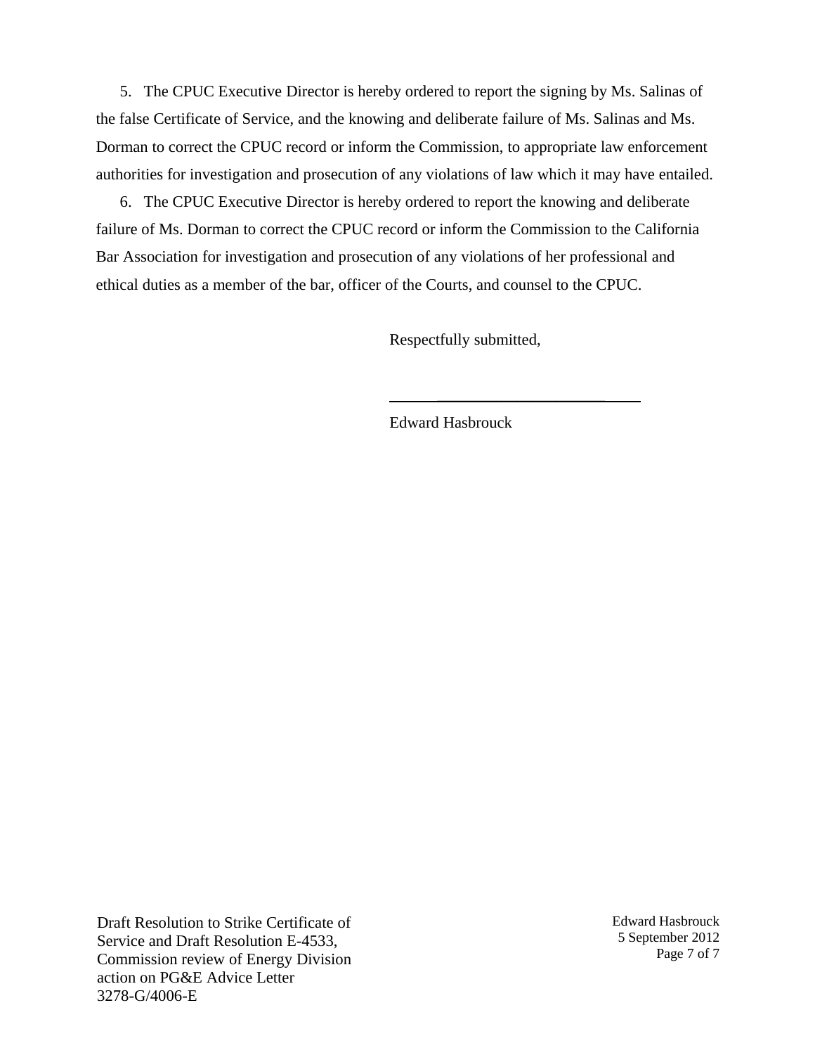5. The CPUC Executive Director is hereby ordered to report the signing by Ms. Salinas of the false Certificate of Service, and the knowing and deliberate failure of Ms. Salinas and Ms. Dorman to correct the CPUC record or inform the Commission, to appropriate law enforcement authorities for investigation and prosecution of any violations of law which it may have entailed.

6. The CPUC Executive Director is hereby ordered to report the knowing and deliberate failure of Ms. Dorman to correct the CPUC record or inform the Commission to the California Bar Association for investigation and prosecution of any violations of her professional and ethical duties as a member of the bar, officer of the Courts, and counsel to the CPUC.

Respectfully submitted,

\_\_\_\_\_\_\_\_\_\_\_\_\_\_\_\_\_\_\_\_\_\_\_\_\_\_\_\_

Edward Hasbrouck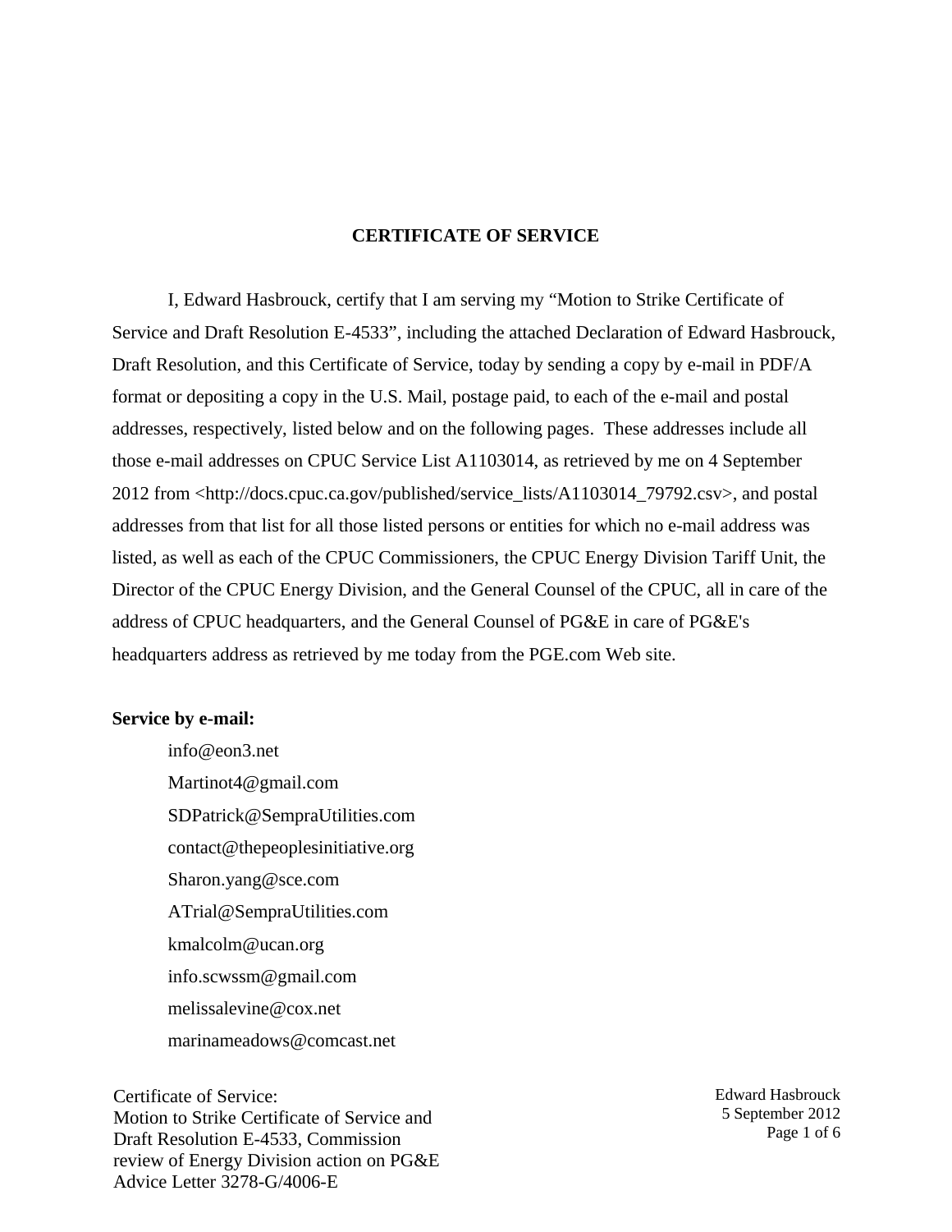**CERTIFICATE OF SERVICE**

I, Edward Hasbrouck, certify that I am serving my "Motion to Strike Certificate of Service and Draft Resolution E-4533", including the attached Declaration of Edward Hasbrouck, Draft Resolution, and this Certificate of Service, today by sending a copy by e-mail in PDF/A format or depositing a copy in the U.S. Mail, postage paid, to each of the e-mail and postal addresses, respectively, listed below and on the following pages. These addresses include all those e-mail addresses on CPUC Service List A1103014, as retrieved by me on 4 September 2012 from <http://docs.cpuc.ca.gov/published/service_lists/A1103014_79792.csv>, and postal addresses from that list for all those listed persons or entities for which no e-mail address was listed, as well as each of the CPUC Commissioners, the CPUC Energy Division Tariff Unit, the Director of the CPUC Energy Division, and the General Counsel of the CPUC, all in care of the address of CPUC headquarters, and the General Counsel of PG&E in care of PG&E's headquarters address as retrieved by me today from the PGE.com Web site.

**Service by e-mail:**

info@eon3.net
Martinot4@gmail.com
SDPatrick@SempraUtilities.com
contact@thepeoplesinitiative.org
Sharon.yang@sce.com
ATrial@SempraUtilities.com
kmalcolm@ucan.org
info.scwssm@gmail.com
melissalevine@cox.net
marinameadows@comcast.net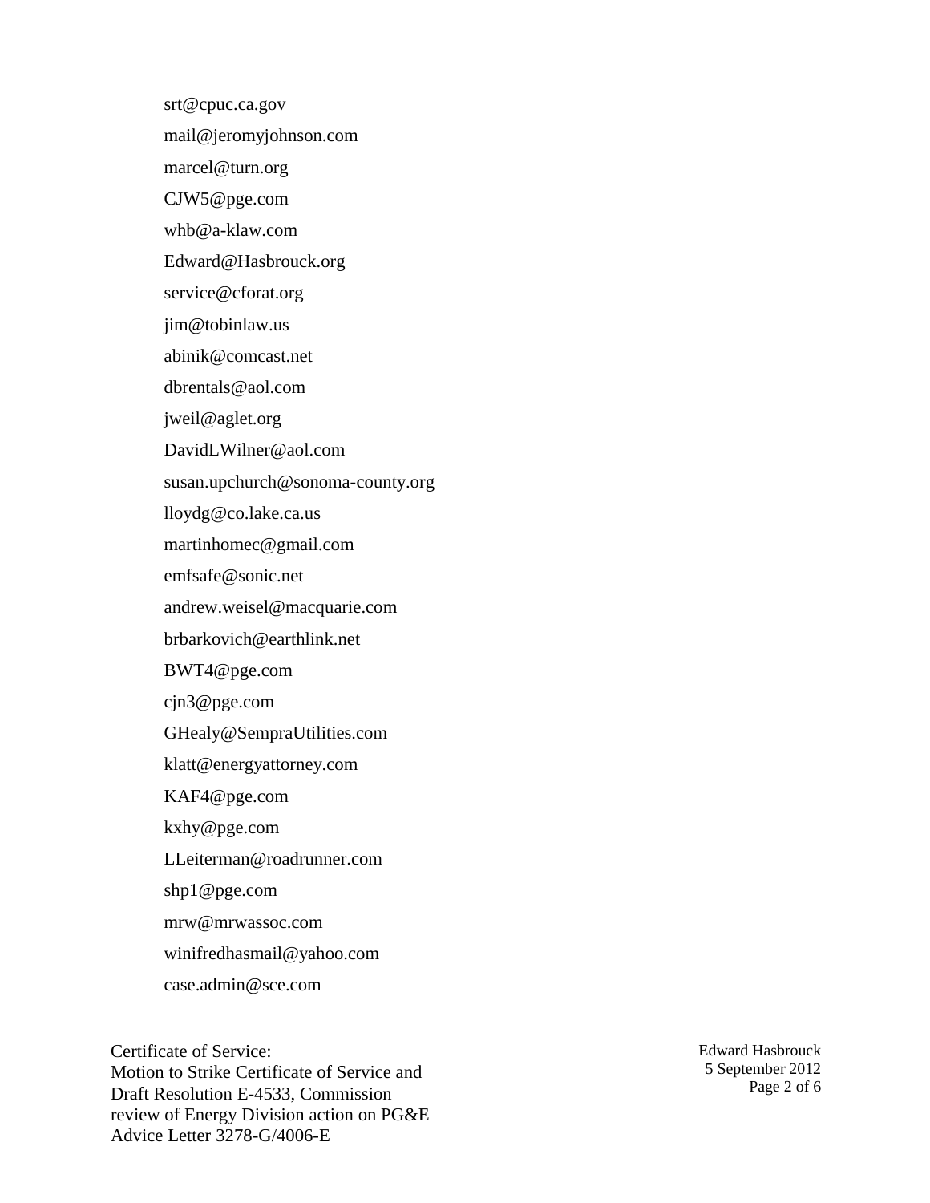srt@cpuc.ca.gov

mail@jeromyjohnson.com

marcel@turn.org

CJW5@pge.com

whb@a-klaw.com

Edward@Hasbrouck.org

service@cforat.org

jim@tobinlaw.us

abinik@comcast.net

dbrentals@aol.com

jweil@aglet.org

DavidLWilner@aol.com

susan.upchurch@sonoma-county.org

lloydg@co.lake.ca.us

martinhomec@gmail.com

emfsafe@sonic.net

andrew.weisel@macquarie.com

brbarkovich@earthlink.net

BWT4@pge.com

cjn3@pge.com

GHealy@SempraUtilities.com

klatt@energyattorney.com

KAF4@pge.com

kxhy@pge.com

LLeiterman@roadrunner.com

shp1@pge.com

mrw@mrwassoc.com

winifredhasmail@yahoo.com

case.admin@sce.com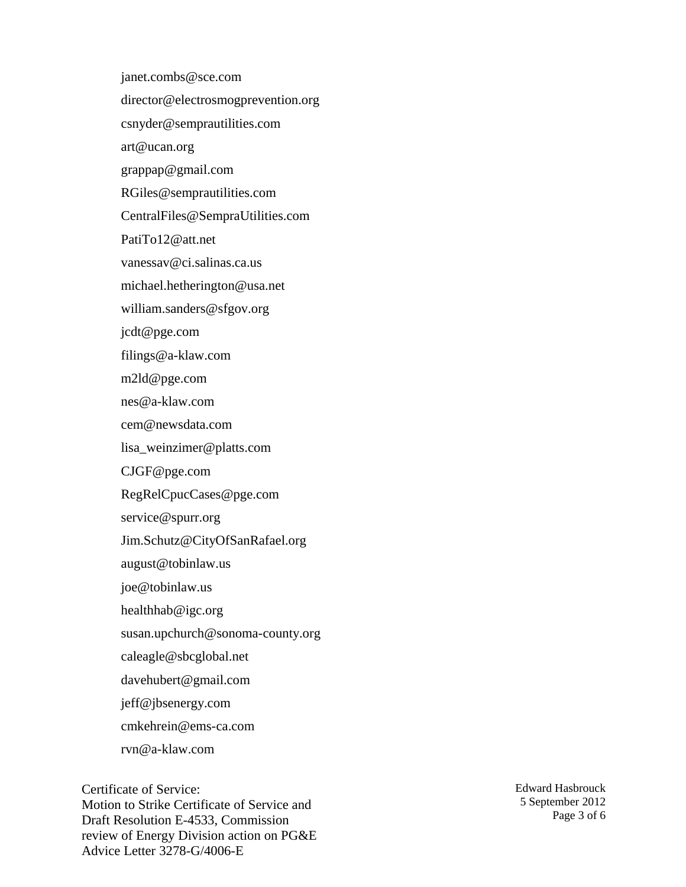janet.combs@sce.com

director@electrosmogprevention.org

csnyder@semprautilities.com

art@ucan.org

grappap@gmail.com

RGiles@semprautilities.com

CentralFiles@SempraUtilities.com

PatiTo12@att.net

vanessav@ci.salinas.ca.us

michael.hetherington@usa.net

william.sanders@sfgov.org

jcdt@pge.com

filings@a-klaw.com

m2ld@pge.com

nes@a-klaw.com

cem@newsdata.com

lisa_weinzimer@platts.com

CJGF@pge.com

RegRelCpucCases@pge.com

service@spurr.org

Jim.Schutz@CityOfSanRafael.org

august@tobinlaw.us

joe@tobinlaw.us

healthhab@igc.org

susan.upchurch@sonoma-county.org

caleagle@sbcglobal.net

davehubert@gmail.com

jeff@jbsenergy.com

cmkehrein@ems-ca.com

rvn@a-klaw.com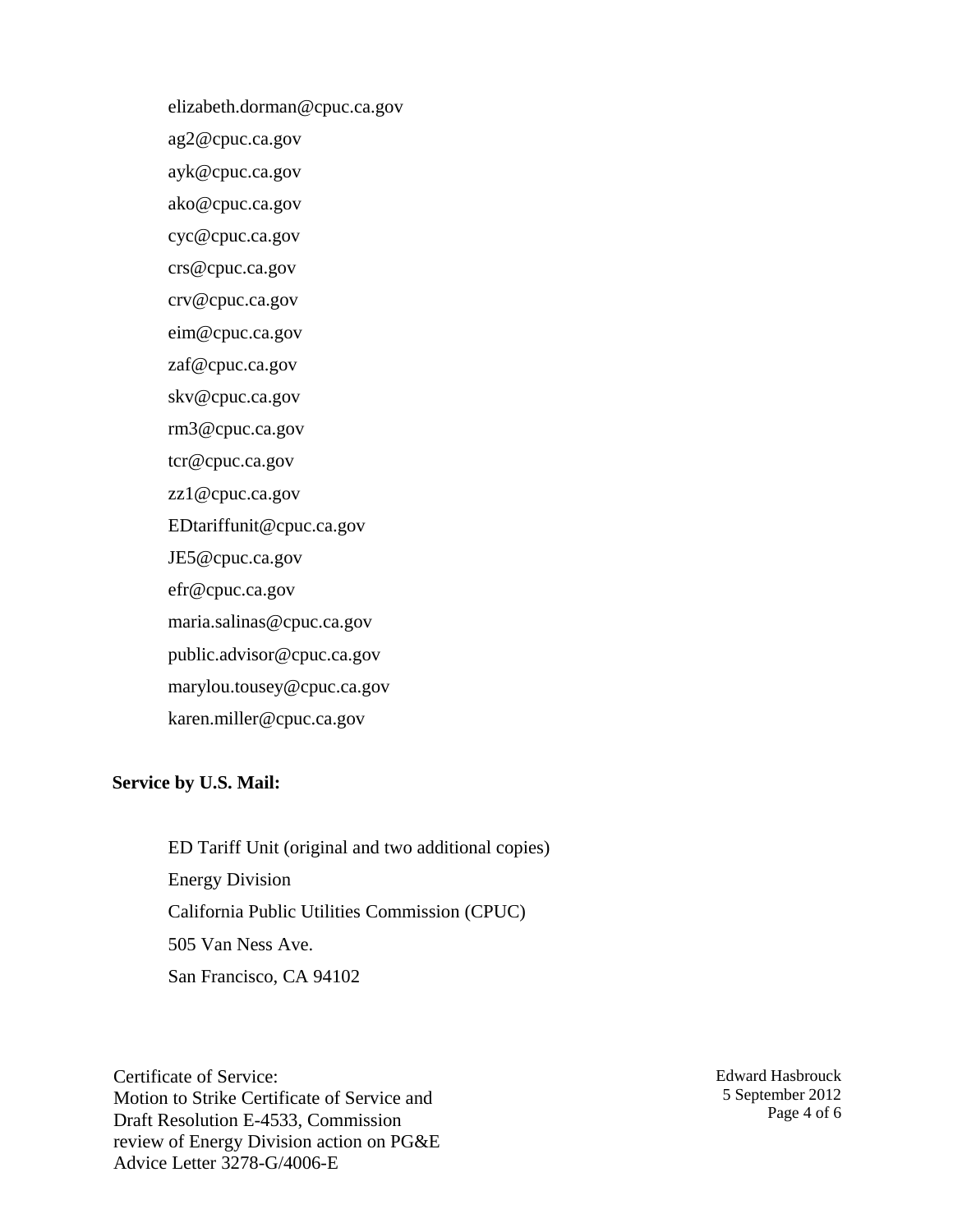elizabeth.dorman@cpuc.ca.gov

ag2@cpuc.ca.gov

ayk@cpuc.ca.gov

ako@cpuc.ca.gov

cyc@cpuc.ca.gov

crs@cpuc.ca.gov

crv@cpuc.ca.gov

eim@cpuc.ca.gov

zaf@cpuc.ca.gov

skv@cpuc.ca.gov

rm3@cpuc.ca.gov

tcr@cpuc.ca.gov

zz1@cpuc.ca.gov

EDtariffunit@cpuc.ca.gov

JE5@cpuc.ca.gov

efr@cpuc.ca.gov

maria.salinas@cpuc.ca.gov

public.advisor@cpuc.ca.gov

marylou.tousey@cpuc.ca.gov

karen.miller@cpuc.ca.gov

**Service by U.S. Mail:**

ED Tariff Unit (original and two additional copies)
Energy Division
California Public Utilities Commission (CPUC)
505 Van Ness Ave.
San Francisco, CA 94102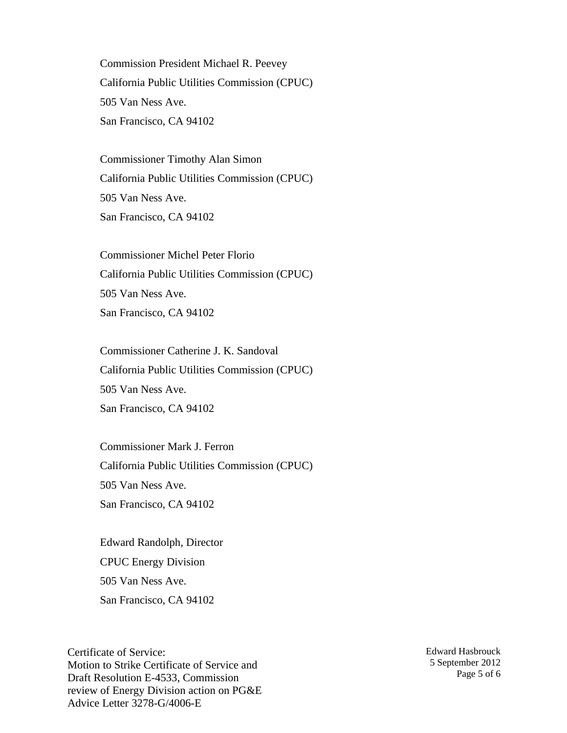Commission President Michael R. Peevey
California Public Utilities Commission (CPUC)
505 Van Ness Ave.
San Francisco, CA 94102

Commissioner Timothy Alan Simon
California Public Utilities Commission (CPUC)
505 Van Ness Ave.
San Francisco, CA 94102

Commissioner Michel Peter Florio
California Public Utilities Commission (CPUC)
505 Van Ness Ave.
San Francisco, CA 94102

Commissioner Catherine J. K. Sandoval
California Public Utilities Commission (CPUC)
505 Van Ness Ave.
San Francisco, CA 94102

Commissioner Mark J. Ferron
California Public Utilities Commission (CPUC)
505 Van Ness Ave.
San Francisco, CA 94102

Edward Randolph, Director
CPUC Energy Division
505 Van Ness Ave.
San Francisco, CA 94102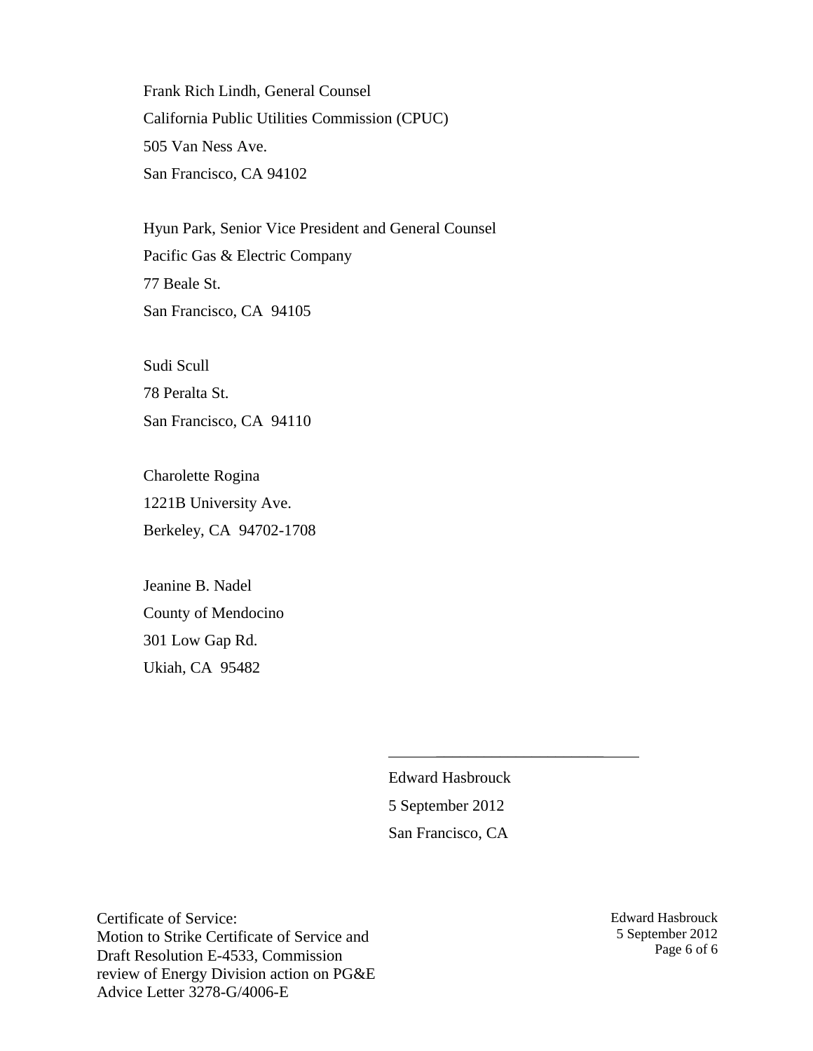Frank Rich Lindh, General Counsel
California Public Utilities Commission (CPUC)
505 Van Ness Ave.
San Francisco, CA 94102

Hyun Park, Senior Vice President and General Counsel
Pacific Gas & Electric Company
77 Beale St.
San Francisco, CA 94105

Sudi Scull
78 Peralta St.
San Francisco, CA 94110

Charolette Rogina
1221B University Ave.
Berkeley, CA 94702-1708

Jeanine B. Nadel
County of Mendocino
301 Low Gap Rd.
Ukiah, CA 95482

\_\_\_\_\_\_\_\_\_\_\_\_\_\_\_\_\_\_\_\_\_\_\_\_\_\_\_\_\_\_\_\_\_\_

Edward Hasbrouck
5 September 2012
San Francisco, CA